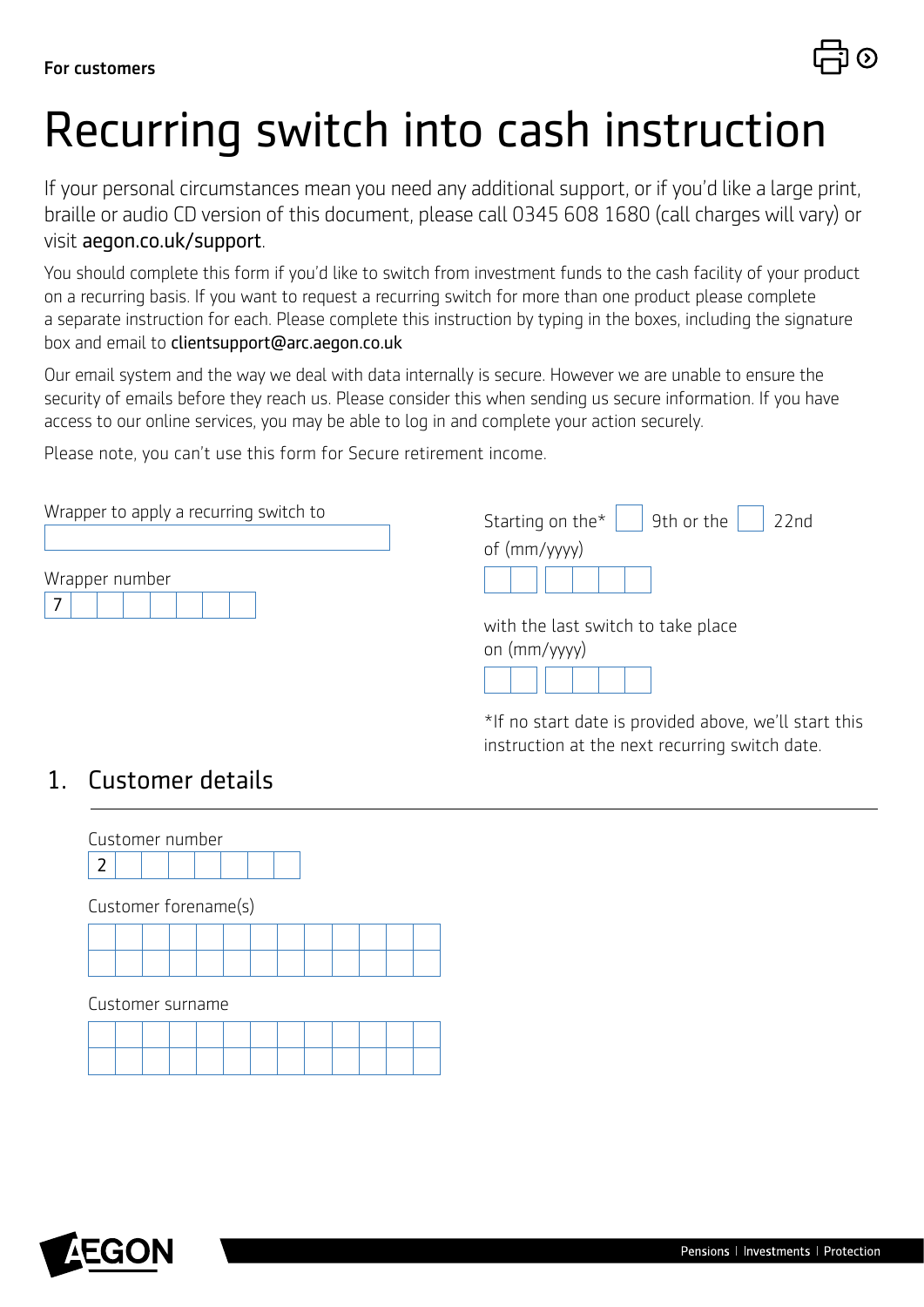For customers

# Recurring switch into cash instruction

If your personal circumstances mean you need any additional support, or if you'd like a large print, braille or audio CD version of this document, please call 0345 608 1680 (call charges will vary) or visit aegon.co.uk/support.

You should complete this form if you'd like to switch from investment funds to the cash facility of your product on a recurring basis. If you want to request a recurring switch for more than one product please complete a separate instruction for each. Please complete this instruction by typing in the boxes, including the signature box and email to clientsupport@arc.aegon.co.uk

Our email system and the way we deal with data internally is secure. However we are unable to ensure the security of emails before they reach us. Please consider this when sending us secure information. If you have access to our online services, you may be able to log in and complete your action securely.

Please note, you can't use this form for Secure retirement income.

Wrapper to apply a recurring switch to

Wrapper number
7

Starting on the* ☐ 9th or the ☐ 22nd
of (mm/yyyy)

with the last switch to take place on (mm/yyyy)

*If no start date is provided above, we'll start this instruction at the next recurring switch date.

## 1. Customer details

Customer number
2

Customer forename(s)

Customer surname

Pensions | Investments | Protection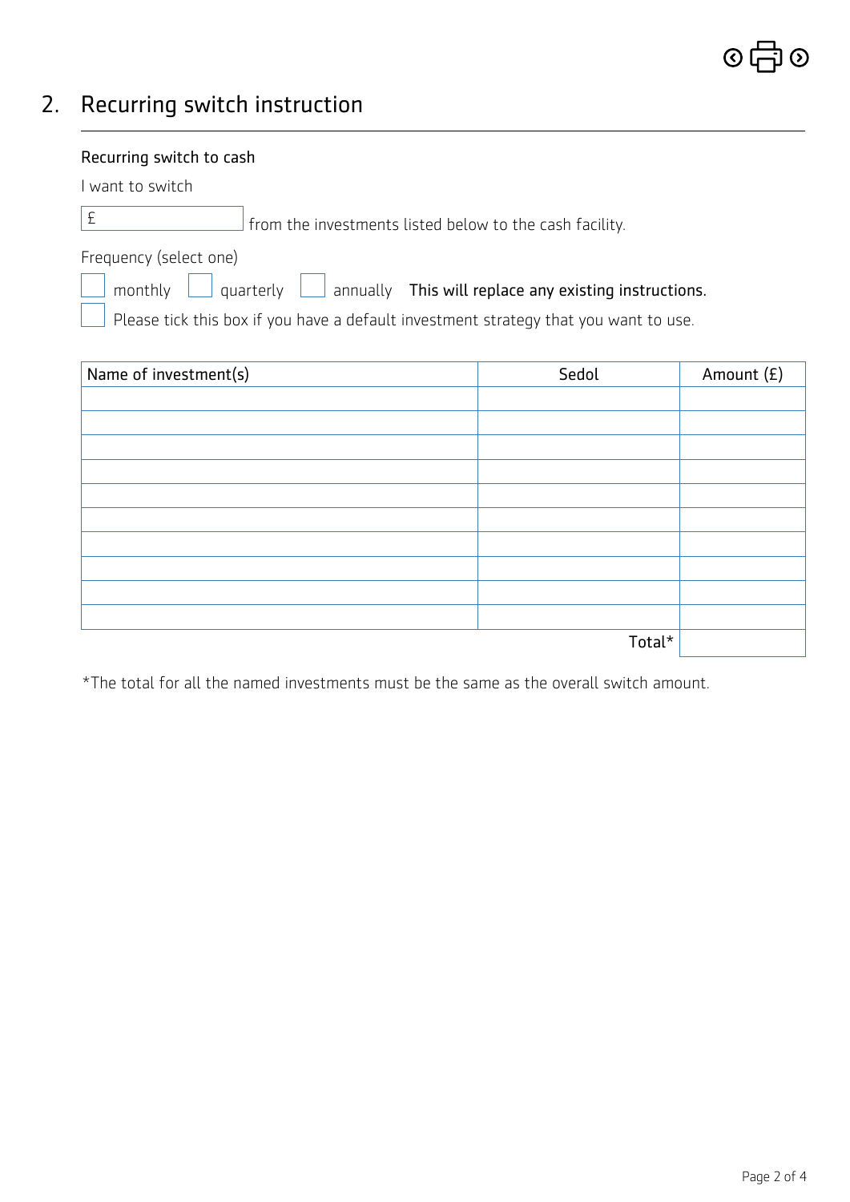## 2. Recurring switch instruction

Recurring switch to cash

I want to switch

£ ________ from the investments listed below to the cash facility.

Frequency (select one)

☐ monthly ☐ quarterly ☐ annually **This will replace any existing instructions.**

☐ Please tick this box if you have a default investment strategy that you want to use.

| Name of investment(s) | Sedol | Amount (£) |
|---|---|---|
| | | |
| | | |
| | | |
| | | |
| | | |
| | | |
| | | |
| | | |
| | | |
| | | |
| | Total* | |

*The total for all the named investments must be the same as the overall switch amount.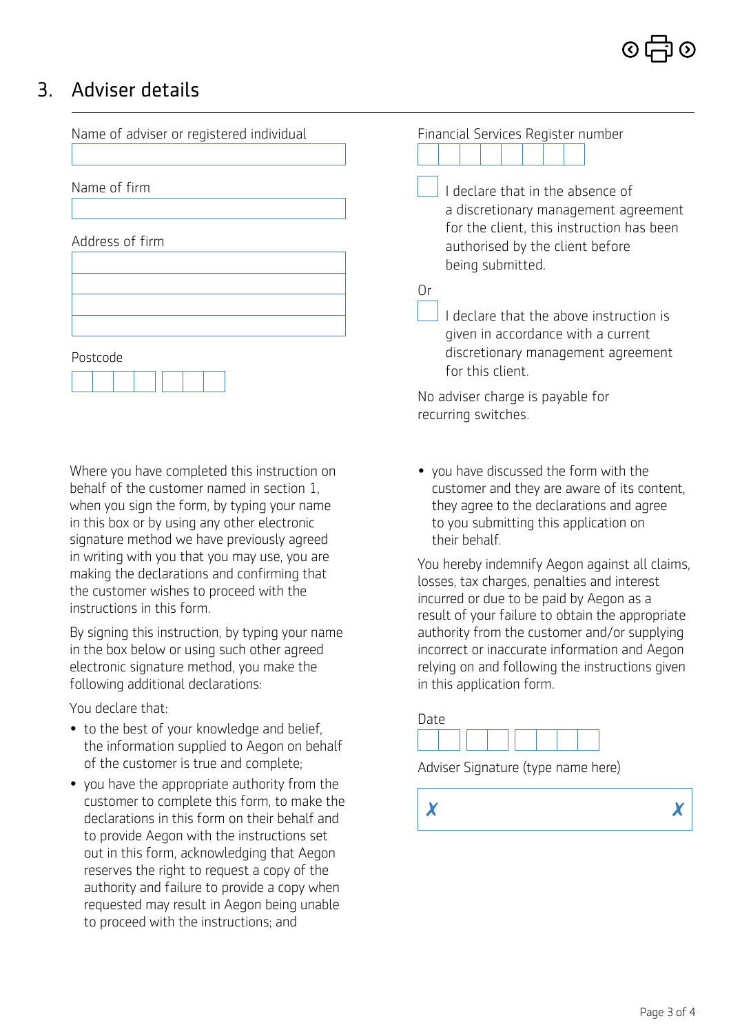## 3. Adviser details

Name of adviser or registered individual

Name of firm

Address of firm

Postcode

Financial Services Register number

☐ I declare that in the absence of a discretionary management agreement for the client, this instruction has been authorised by the client before being submitted.

Or

☐ I declare that the above instruction is given in accordance with a current discretionary management agreement for this client.

No adviser charge is payable for recurring switches.

Where you have completed this instruction on behalf of the customer named in section 1, when you sign the form, by typing your name in this box or by using any other electronic signature method we have previously agreed in writing with you that you may use, you are making the declarations and confirming that the customer wishes to proceed with the instructions in this form.

By signing this instruction, by typing your name in the box below or using such other agreed electronic signature method, you make the following additional declarations:

You declare that:

- to the best of your knowledge and belief, the information supplied to Aegon on behalf of the customer is true and complete;
- you have the appropriate authority from the customer to complete this form, to make the declarations in this form on their behalf and to provide Aegon with the instructions set out in this form, acknowledging that Aegon reserves the right to request a copy of the authority and failure to provide a copy when requested may result in Aegon being unable to proceed with the instructions; and
- you have discussed the form with the customer and they are aware of its content, they agree to the declarations and agree to you submitting this application on their behalf.

You hereby indemnify Aegon against all claims, losses, tax charges, penalties and interest incurred or due to be paid by Aegon as a result of your failure to obtain the appropriate authority from the customer and/or supplying incorrect or inaccurate information and Aegon relying on and following the instructions given in this application form.

Date

Adviser Signature (type name here)

✗ ✗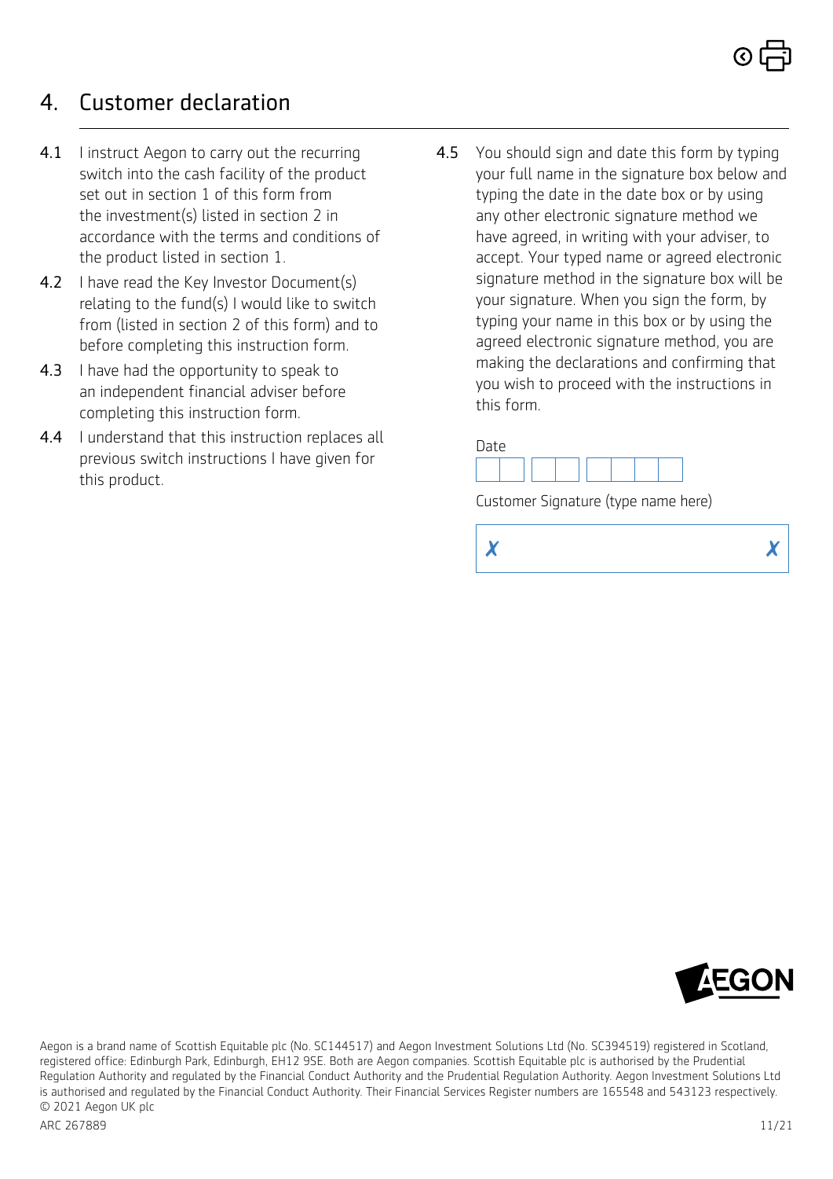## 4. Customer declaration

4.1 I instruct Aegon to carry out the recurring switch into the cash facility of the product set out in section 1 of this form from the investment(s) listed in section 2 in accordance with the terms and conditions of the product listed in section 1.

4.2 I have read the Key Investor Document(s) relating to the fund(s) I would like to switch from (listed in section 2 of this form) and to before completing this instruction form.

4.3 I have had the opportunity to speak to an independent financial adviser before completing this instruction form.

4.4 I understand that this instruction replaces all previous switch instructions I have given for this product.

4.5 You should sign and date this form by typing your full name in the signature box below and typing the date in the date box or by using any other electronic signature method we have agreed, in writing with your adviser, to accept. Your typed name or agreed electronic signature method in the signature box will be your signature. When you sign the form, by typing your name in this box or by using the agreed electronic signature method, you are making the declarations and confirming that you wish to proceed with the instructions in this form.

Date

Customer Signature (type name here)

✗ ✗

Aegon is a brand name of Scottish Equitable plc (No. SC144517) and Aegon Investment Solutions Ltd (No. SC394519) registered in Scotland, registered office: Edinburgh Park, Edinburgh, EH12 9SE. Both are Aegon companies. Scottish Equitable plc is authorised by the Prudential Regulation Authority and regulated by the Financial Conduct Authority and the Prudential Regulation Authority. Aegon Investment Solutions Ltd is authorised and regulated by the Financial Conduct Authority. Their Financial Services Register numbers are 165548 and 543123 respectively.
© 2021 Aegon UK plc

ARC 267889 11/21